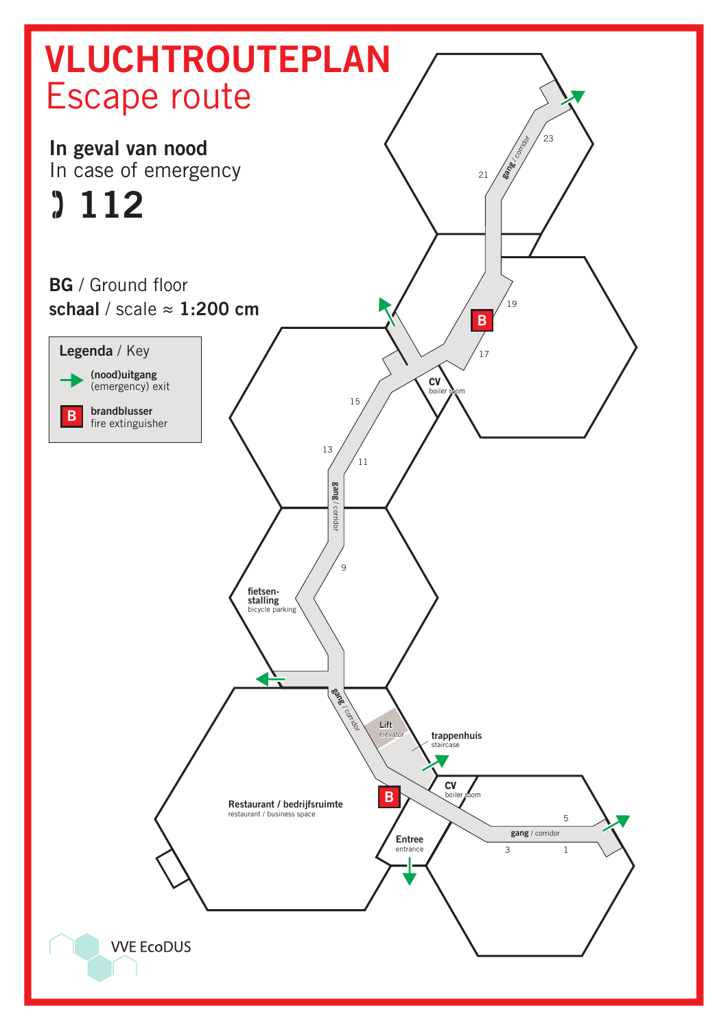# VLUCHTROUTEPLAN
## Escape route

**In geval van nood**
In case of emergency

**112**

**BG** / Ground floor
**schaal** / scale ≈ **1:200 cm**

**Legenda** / Key

- **(nood)uitgang** (emergency) exit
- **B** **brandblusser** fire extinguisher

gang / corridor

21

23

19

17

15

13

11

9

**CV** boiler room

**fietsen-stalling** bicycle parking

**Lift** elevator

**trappenhuis** staircase

**CV** boiler room

**Restaurant / bedrijfsruimte** restaurant / business space

**Entree** entrance

5

3

1

VVE EcoDUS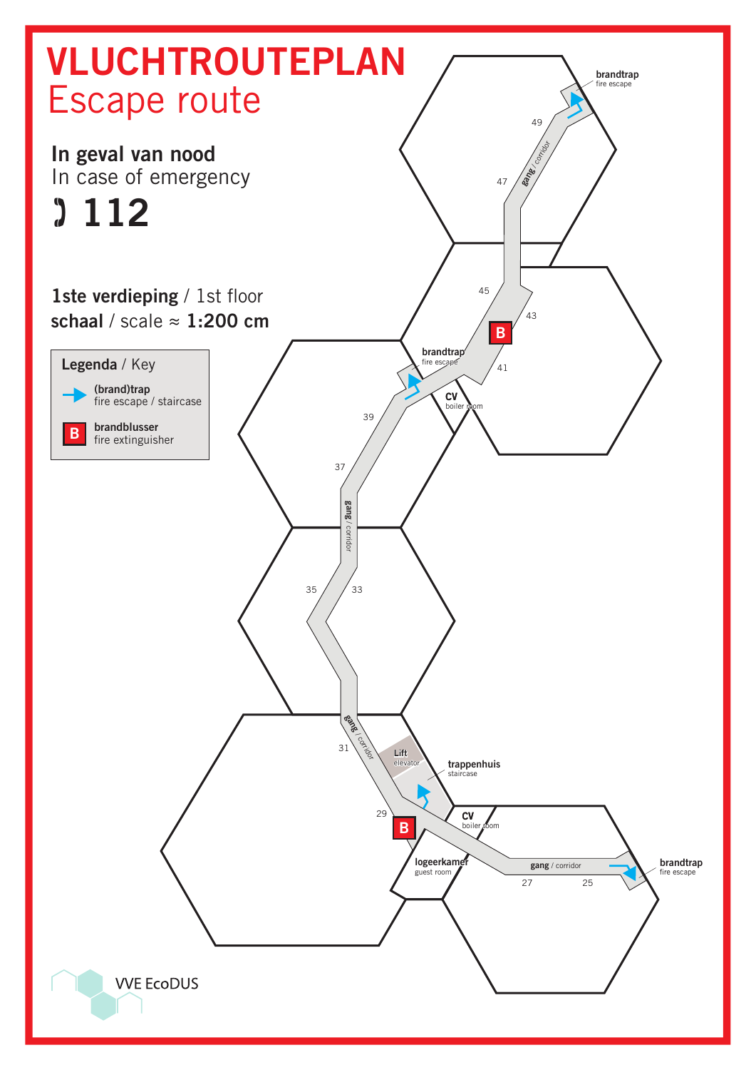# VLUCHTROUTEPLAN
## Escape route

**In geval van nood**
In case of emergency

✆ **112**

**1ste verdieping** / 1st floor
**schaal** / scale ≈ **1:200 cm**

**Legenda** / Key

- **(brand)trap** fire escape / staircase
- **B** **brandblusser** fire extinguisher

brandtrap / fire escape

49

47

gang / corridor

45

43

B

brandtrap / fire escape

41

CV boiler room

39

37

gang / corridor

35

33

gang / corridor

31

Lift elevator

trappenhuis staircase

29

B

CV boiler room

logeerkamer guest room

gang / corridor

27

25

brandtrap / fire escape

VVE EcoDUS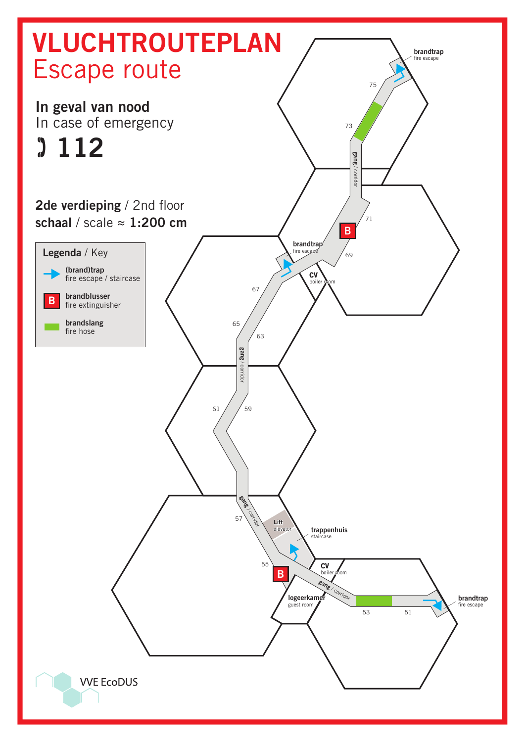# VLUCHTROUTEPLAN
## Escape route

**In geval van nood**
In case of emergency

**112**

**2de verdieping** / 2nd floor
**schaal** / scale ≈ **1:200 cm**

**Legenda** / Key

- **(brand)trap** fire escape / staircase
- **brandblusser** fire extinguisher
- **brandslang** fire hose

brandtrap fire escape

75

73

gang / corridor

71

B

69

brandtrap fire escape

CV boiler room

67

65

63

gang / corridor

61

59

gang / corridor

57

Lift elevator

trappenhuis staircase

55

B

CV boiler room

gang / corridor

logeerkamer guest room

53

51

brandtrap fire escape

VVE EcoDUS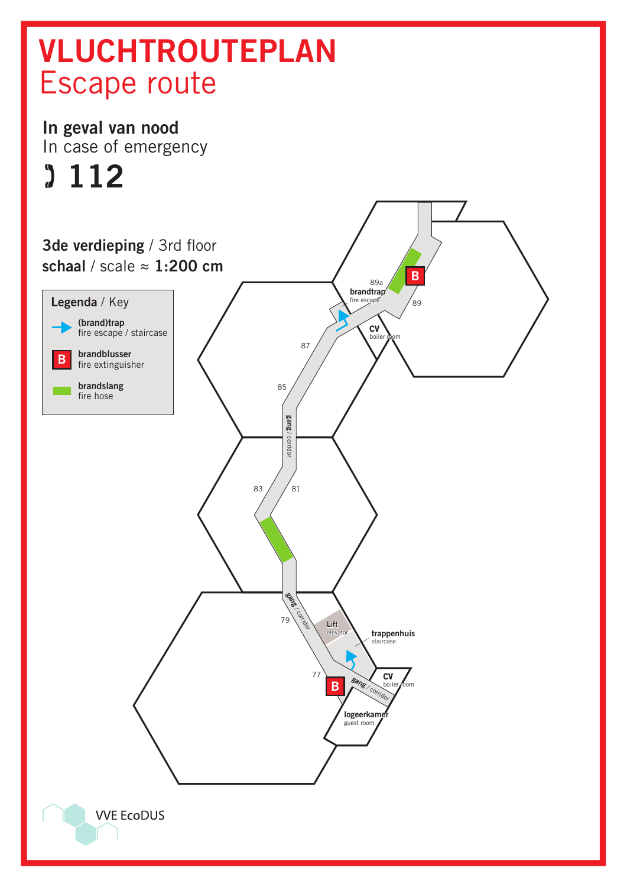# VLUCHTROUTEPLAN

Escape route

**In geval van nood**
In case of emergency

112

**3de verdieping** / 3rd floor
**schaal** / scale ≈ **1:200 cm**

**Legenda** / Key

- **(brand)trap** fire escape / staircase
- **brandblusser** fire extinguisher
- **brandslang** fire hose

89a
**brandtrap** fire escape
89
**CV** boiler room
87
85
**gang** / corridor
83
81
**gang** / corridor
79
**Lift** elevator
**trappenhuis** staircase
77
**CV** boiler room
**gang** / corridor
**logeerkamer** guest room

VVE EcoDUS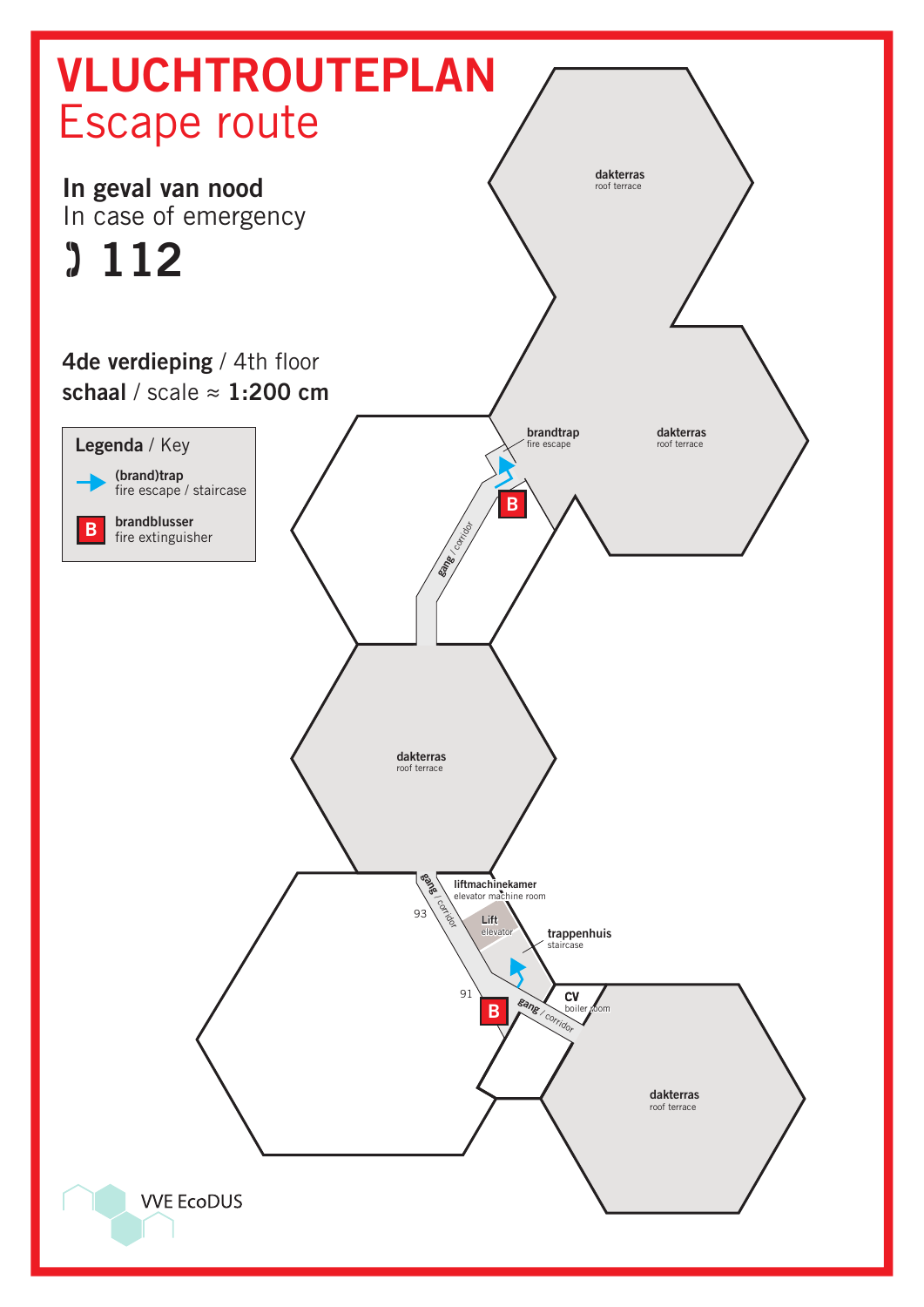# VLUCHTROUTEPLAN

## Escape route

**In geval van nood**
In case of emergency

**112**

**4de verdieping** / 4th floor
**schaal** / scale ≈ **1:200 cm**

**Legenda** / Key

- **(brand)trap** fire escape / staircase
- **B** **brandblusser** fire extinguisher

dakterras
roof terrace

brandtrap
fire escape

dakterras
roof terrace

gang / corridor

dakterras
roof terrace

gang / corridor

93

liftmachinekamer
elevator machine room

Lift
elevator

trappenhuis
staircase

91

gang / corridor

CV
boiler room

dakterras
roof terrace

VVE EcoDUS